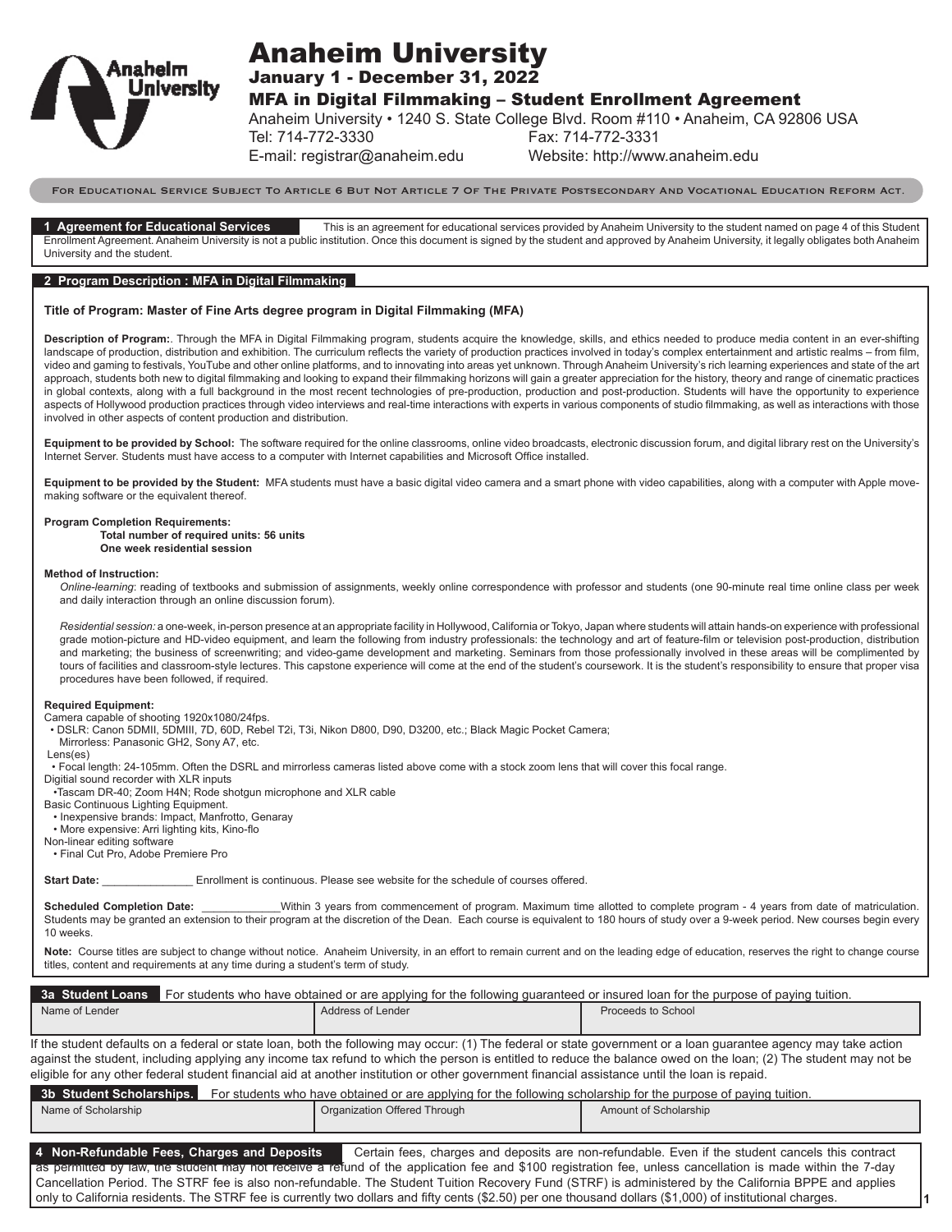# Anaheim University

## January 1 - December 31, 2022

## MFA in Digital Filmmaking – Student Enrollment Agreement

Anaheim University • 1240 S. State College Blvd. Room #110 • Anaheim, CA 92806 USA
Tel: 714-772-3330 Fax: 714-772-3331
E-mail: registrar@anaheim.edu Website: http://www.anaheim.edu

For Educational Service Subject To Article 6 But Not Article 7 Of The Private Postsecondary And Vocational Education Reform Act.

### 1 Agreement for Educational Services

This is an agreement for educational services provided by Anaheim University to the student named on page 4 of this Student Enrollment Agreement. Anaheim University is not a public institution. Once this document is signed by the student and approved by Anaheim University, it legally obligates both Anaheim University and the student.

### 2 Program Description : MFA in Digital Filmmaking

**Title of Program: Master of Fine Arts degree program in Digital Filmmaking (MFA)**

**Description of Program:**. Through the MFA in Digital Filmmaking program, students acquire the knowledge, skills, and ethics needed to produce media content in an ever-shifting landscape of production, distribution and exhibition. The curriculum reflects the variety of production practices involved in today's complex entertainment and artistic realms – from film, video and gaming to festivals, YouTube and other online platforms, and to innovating into areas yet unknown. Through Anaheim University's rich learning experiences and state of the art approach, students both new to digital filmmaking and looking to expand their filmmaking horizons will gain a greater appreciation for the history, theory and range of cinematic practices in global contexts, along with a full background in the most recent technologies of pre-production, production and post-production. Students will have the opportunity to experience aspects of Hollywood production practices through video interviews and real-time interactions with experts in various components of studio filmmaking, as well as interactions with those involved in other aspects of content production and distribution.

**Equipment to be provided by School:** The software required for the online classrooms, online video broadcasts, electronic discussion forum, and digital library rest on the University's Internet Server. Students must have access to a computer with Internet capabilities and Microsoft Office installed.

**Equipment to be provided by the Student:** MFA students must have a basic digital video camera and a smart phone with video capabilities, along with a computer with Apple move-making software or the equivalent thereof.

**Program Completion Requirements:**

**Total number of required units: 56 units**
**One week residential session**

**Method of Instruction:**

*Online-learning*: reading of textbooks and submission of assignments, weekly online correspondence with professor and students (one 90-minute real time online class per week and daily interaction through an online discussion forum).

*Residential session:* a one-week, in-person presence at an appropriate facility in Hollywood, California or Tokyo, Japan where students will attain hands-on experience with professional grade motion-picture and HD-video equipment, and learn the following from industry professionals: the technology and art of feature-film or television post-production, distribution and marketing; the business of screenwriting; and video-game development and marketing. Seminars from those professionally involved in these areas will be complimented by tours of facilities and classroom-style lectures. This capstone experience will come at the end of the student's coursework. It is the student's responsibility to ensure that proper visa procedures have been followed, if required.

**Required Equipment:**

Camera capable of shooting 1920x1080/24fps.
- DSLR: Canon 5DMII, 5DMIII, 7D, 60D, Rebel T2i, T3i, Nikon D800, D90, D3200, etc.; Black Magic Pocket Camera;
  Mirrorless: Panasonic GH2, Sony A7, etc.

Lens(es)
- Focal length: 24-105mm. Often the DSRL and mirrorless cameras listed above come with a stock zoom lens that will cover this focal range.

Digitial sound recorder with XLR inputs
- Tascam DR-40; Zoom H4N; Rode shotgun microphone and XLR cable

Basic Continuous Lighting Equipment.
- Inexpensive brands: Impact, Manfrotto, Genaray
- More expensive: Arri lighting kits, Kino-flo

Non-linear editing software
- Final Cut Pro, Adobe Premiere Pro

**Start Date:** _______________ Enrollment is continuous. Please see website for the schedule of courses offered.

**Scheduled Completion Date:** _____________Within 3 years from commencement of program. Maximum time allotted to complete program - 4 years from date of matriculation. Students may be granted an extension to their program at the discretion of the Dean. Each course is equivalent to 180 hours of study over a 9-week period. New courses begin every 10 weeks.

**Note:** Course titles are subject to change without notice. Anaheim University, in an effort to remain current and on the leading edge of education, reserves the right to change course titles, content and requirements at any time during a student's term of study.

### 3a Student Loans

For students who have obtained or are applying for the following guaranteed or insured loan for the purpose of paying tuition.

| Name of Lender | Address of Lender | Proceeds to School |
|---|---|---|
| | | |

If the student defaults on a federal or state loan, both the following may occur: (1) The federal or state government or a loan guarantee agency may take action against the student, including applying any income tax refund to which the person is entitled to reduce the balance owed on the loan; (2) The student may not be eligible for any other federal student financial aid at another institution or other government financial assistance until the loan is repaid.

### 3b Student Scholarships.

For students who have obtained or are applying for the following scholarship for the purpose of paying tuition.

| Name of Scholarship | Organization Offered Through | Amount of Scholarship |
|---|---|---|
| | | |

### 4 Non-Refundable Fees, Charges and Deposits

Certain fees, charges and deposits are non-refundable. Even if the student cancels this contract as permitted by law, the student may not receive a refund of the application fee and $100 registration fee, unless cancellation is made within the 7-day Cancellation Period. The STRF fee is also non-refundable. The Student Tuition Recovery Fund (STRF) is administered by the California BPPE and applies only to California residents. The STRF fee is currently two dollars and fifty cents ($2.50) per one thousand dollars ($1,000) of institutional charges.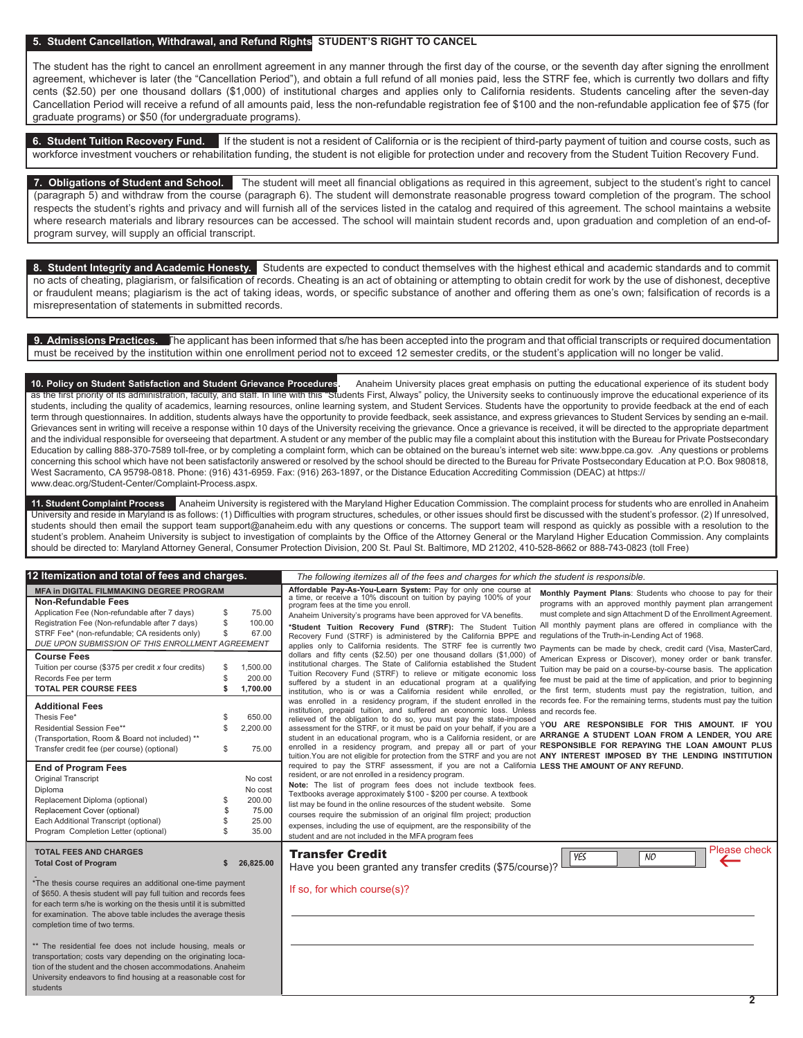## 5. Student Cancellation, Withdrawal, and Refund Rights STUDENT'S RIGHT TO CANCEL

The student has the right to cancel an enrollment agreement in any manner through the first day of the course, or the seventh day after signing the enrollment agreement, whichever is later (the "Cancellation Period"), and obtain a full refund of all monies paid, less the STRF fee, which is currently two dollars and fifty cents ($2.50) per one thousand dollars ($1,000) of institutional charges and applies only to California residents. Students canceling after the seven-day Cancellation Period will receive a refund of all amounts paid, less the non-refundable registration fee of $100 and the non-refundable application fee of $75 (for graduate programs) or $50 (for undergraduate programs).

## 6. Student Tuition Recovery Fund.

If the student is not a resident of California or is the recipient of third-party payment of tuition and course costs, such as workforce investment vouchers or rehabilitation funding, the student is not eligible for protection under and recovery from the Student Tuition Recovery Fund.

## 7. Obligations of Student and School.

The student will meet all financial obligations as required in this agreement, subject to the student's right to cancel (paragraph 5) and withdraw from the course (paragraph 6). The student will demonstrate reasonable progress toward completion of the program. The school respects the student's rights and privacy and will furnish all of the services listed in the catalog and required of this agreement. The school maintains a website where research materials and library resources can be accessed. The school will maintain student records and, upon graduation and completion of an end-of-program survey, will supply an official transcript.

## 8. Student Integrity and Academic Honesty.

Students are expected to conduct themselves with the highest ethical and academic standards and to commit no acts of cheating, plagiarism, or falsification of records. Cheating is an act of obtaining or attempting to obtain credit for work by the use of dishonest, deceptive or fraudulent means; plagiarism is the act of taking ideas, words, or specific substance of another and offering them as one's own; falsification of records is a misrepresentation of statements in submitted records.

## 9. Admissions Practices.

The applicant has been informed that s/he has been accepted into the program and that official transcripts or required documentation must be received by the institution within one enrollment period not to exceed 12 semester credits, or the student's application will no longer be valid.

## 10. Policy on Student Satisfaction and Student Grievance Procedures.

Anaheim University places great emphasis on putting the educational experience of its student body as the first priority of its administration, faculty, and staff. In line with this "Students First, Always" policy, the University seeks to continuously improve the educational experience of its students, including the quality of academics, learning resources, online learning system, and Student Services. Students have the opportunity to provide feedback at the end of each term through questionnaires. In addition, students always have the opportunity to provide feedback, seek assistance, and express grievances to Student Services by sending an e-mail. Grievances sent in writing will receive a response within 10 days of the University receiving the grievance. Once a grievance is received, it will be directed to the appropriate department and the individual responsible for overseeing that department. A student or any member of the public may file a complaint about this institution with the Bureau for Private Postsecondary Education by calling 888-370-7589 toll-free, or by completing a complaint form, which can be obtained on the bureau's internet web site: www.bppe.ca.gov. .Any questions or problems concerning this school which have not been satisfactorily answered or resolved by the school should be directed to the Bureau for Private Postsecondary Education at P.O. Box 980818, West Sacramento, CA 95798-0818. Phone: (916) 431-6959. Fax: (916) 263-1897, or the Distance Education Accrediting Commission (DEAC) at https://www.deac.org/Student-Center/Complaint-Process.aspx.

## 11. Student Complaint Process

Anaheim University is registered with the Maryland Higher Education Commission. The complaint process for students who are enrolled in Anaheim University and reside in Maryland is as follows: (1) Difficulties with program structures, schedules, or other issues should first be discussed with the student's professor. (2) If unresolved, students should then email the support team support@anaheim.edu with any questions or concerns. The support team will respond as quickly as possible with a resolution to the student's problem. Anaheim University is subject to investigation of complaints by the Office of the Attorney General or the Maryland Higher Education Commission. Any complaints should be directed to: Maryland Attorney General, Consumer Protection Division, 200 St. Paul St. Baltimore, MD 21202, 410-528-8662 or 888-743-0823 (toll Free)

## 12 Itemization and total of fees and charges.

*The following itemizes all of the fees and charges for which the student is responsible.*

**MFA in DIGITAL FILMMAKING DEGREE PROGRAM**

| **Non-Refundable Fees** | | |
|---|---|---|
| Application Fee (Non-refundable after 7 days) | $ | 75.00 |
| Registration Fee (Non-refundable after 7 days) | $ | 100.00 |
| STRF Fee* (non-refundable; CA residents only) | $ | 67.00 |
| *DUE UPON SUBMISSION OF THIS ENROLLMENT AGREEMENT* | | |
| **Course Fees** | | |
| Tuition per course ($375 per credit x four credits) | $ | 1,500.00 |
| Records Fee per term | $ | 200.00 |
| **TOTAL PER COURSE FEES** | **$** | **1,700.00** |
| **Additional Fees** | | |
| Thesis Fee* | $ | 650.00 |
| Residential Session Fee** | $ | 2,200.00 |
| (Transportation, Room & Board not included) ** | | |
| Transfer credit fee (per course) (optional) | $ | 75.00 |
| **End of Program Fees** | | |
| Original Transcript | | No cost |
| Diploma | | No cost |
| Replacement Diploma (optional) | $ | 200.00 |
| Replacement Cover (optional) | $ | 75.00 |
| Each Additional Transcript (optional) | $ | 25.00 |
| Program Completion Letter (optional) | $ | 35.00 |
| **TOTAL FEES AND CHARGES** | | |
| **Total Cost of Program** | **$** | **26,825.00** |

*The thesis course requires an additional one-time payment of $650. A thesis student will pay full tuition and records fees for each term s/he is working on the thesis until it is submitted for examination. The above table includes the average thesis completion time of two terms.

** The residential fee does not include housing, meals or transportation; costs vary depending on the originating location of the student and the chosen accommodations. Anaheim University endeavors to find housing at a reasonable cost for students

**Affordable Pay-As-You-Learn System:** Pay for only one course at a time, or receive a 10% discount on tuition by paying 100% of your program fees at the time you enroll.

Anaheim University's programs have been approved for VA benefits.

***Student Tuition Recovery Fund (STRF):** The Student Tuition Recovery Fund (STRF) is administered by the California BPPE and applies only to California residents. The STRF fee is currently two dollars and fifty cents ($2.50) per one thousand dollars ($1,000) of institutional charges. The State of California established the Student Tuition Recovery Fund (STRF) to relieve or mitigate economic loss suffered by a student in an educational program at a qualifying institution, who is or was a California resident while enrolled, or was enrolled in a residency program, if the student enrolled in the institution, prepaid tuition, and suffered an economic loss. Unless relieved of the obligation to do so, you must pay the state-imposed assessment for the STRF, or it must be paid on your behalf, if you are a student in an educational program, who is a California resident, or are enrolled in a residency program, and prepay all or part of your tuition.You are not eligible for protection from the STRF and you are not required to pay the STRF assessment, if you are not a California resident, or are not enrolled in a residency program.

**Note:** The list of program fees does not include textbook fees. Textbooks average approximately $100 - $200 per course. A textbook list may be found in the online resources of the student website. Some courses require the submission of an original film project; production expenses, including the use of equipment, are the responsibility of the student and are not included in the MFA program fees

**Monthly Payment Plans**: Students who choose to pay for their programs with an approved monthly payment plan arrangement must complete and sign Attachment D of the Enrollment Agreement. All monthly payment plans are offered in compliance with the regulations of the Truth-in-Lending Act of 1968.

Payments can be made by check, credit card (Visa, MasterCard, American Express or Discover), money order or bank transfer. Tuition may be paid on a course-by-course basis. The application fee must be paid at the time of application, and prior to beginning the first term, students must pay the registration, tuition, and records fee. For the remaining terms, students must pay the tuition and records fee.

**YOU ARE RESPONSIBLE FOR THIS AMOUNT. IF YOU ARRANGE A STUDENT LOAN FROM A LENDER, YOU ARE RESPONSIBLE FOR REPAYING THE LOAN AMOUNT PLUS ANY INTEREST IMPOSED BY THE LENDING INSTITUTION LESS THE AMOUNT OF ANY REFUND.**

### Transfer Credit

Have you been granted any transfer credits ($75/course)? YES ☐ NO ☐ Please check

If so, for which course(s)?

_______________________________________________

_______________________________________________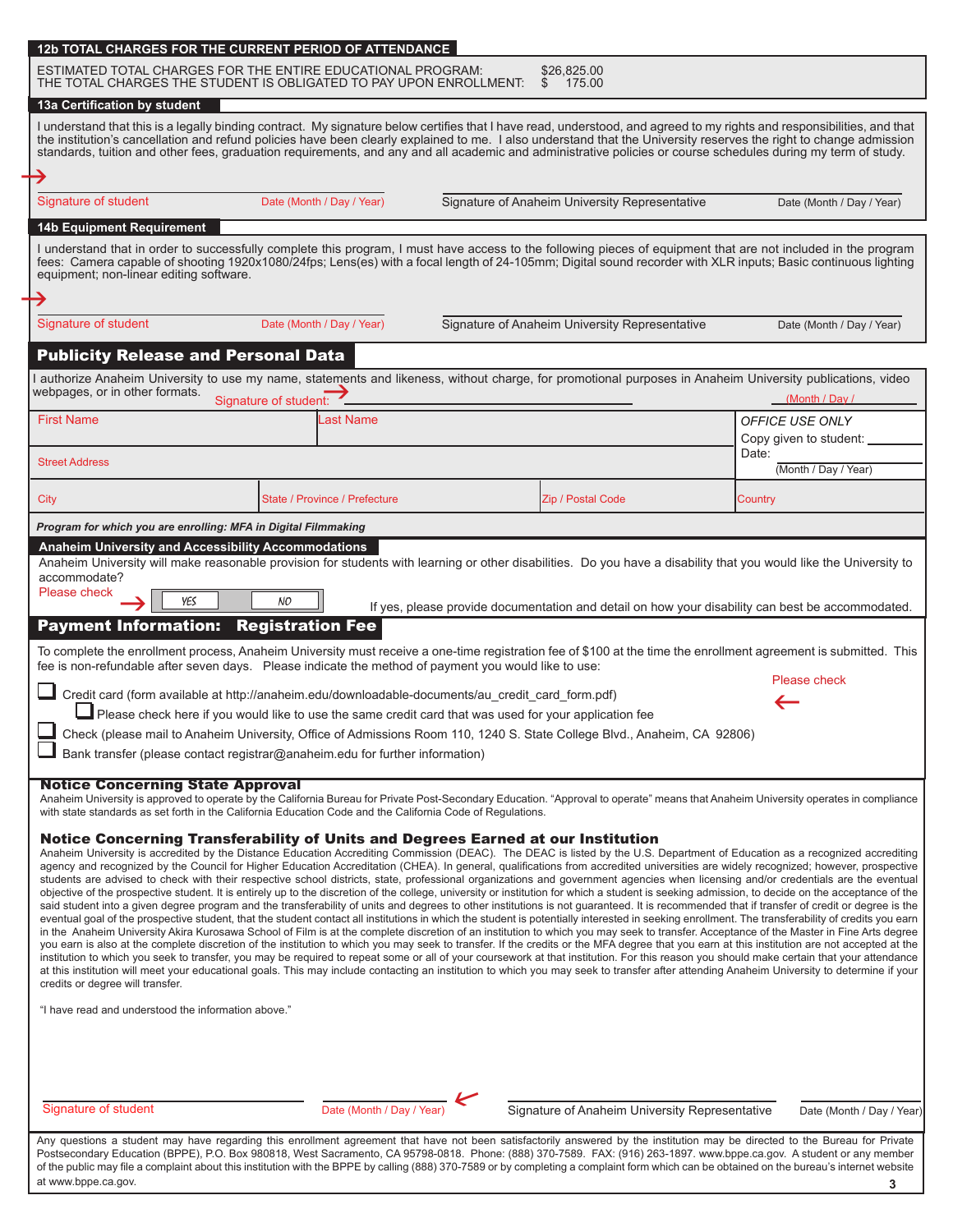### 12b TOTAL CHARGES FOR THE CURRENT PERIOD OF ATTENDANCE

ESTIMATED TOTAL CHARGES FOR THE ENTIRE EDUCATIONAL PROGRAM: $26,825.00
THE TOTAL CHARGES THE STUDENT IS OBLIGATED TO PAY UPON ENROLLMENT: $ 175.00

### 13a Certification by student

I understand that this is a legally binding contract. My signature below certifies that I have read, understood, and agreed to my rights and responsibilities, and that the institution's cancellation and refund policies have been clearly explained to me. I also understand that the University reserves the right to change admission standards, tuition and other fees, graduation requirements, and any and all academic and administrative policies or course schedules during my term of study.

→

Signature of student — Date (Month / Day / Year) — Signature of Anaheim University Representative — Date (Month / Day / Year)

### 14b Equipment Requirement

I understand that in order to successfully complete this program, I must have access to the following pieces of equipment that are not included in the program fees: Camera capable of shooting 1920x1080/24fps; Lens(es) with a focal length of 24-105mm; Digital sound recorder with XLR inputs; Basic continuous lighting equipment; non-linear editing software.

→

Signature of student — Date (Month / Day / Year) — Signature of Anaheim University Representative — Date (Month / Day / Year)

## Publicity Release and Personal Data

I authorize Anaheim University to use my name, statements and likeness, without charge, for promotional purposes in Anaheim University publications, video webpages, or in other formats. Signature of student: → ____________________ (Month / Day / ____

| First Name | Last Name | OFFICE USE ONLY<br>Copy given to student: ______<br>Date: ______<br>(Month / Day / Year) |
|---|---|---|
| Street Address | | |
| City | State / Province / Prefecture | Zip / Postal Code | Country |

*Program for which you are enrolling: MFA in Digital Filmmaking*

### Anaheim University and Accessibility Accommodations

Anaheim University will make reasonable provision for students with learning or other disabilities. Do you have a disability that you would like the University to accommodate?

Please check → YES / NO

If yes, please provide documentation and detail on how your disability can best be accommodated.

## Payment Information: Registration Fee

To complete the enrollment process, Anaheim University must receive a one-time registration fee of $100 at the time the enrollment agreement is submitted. This fee is non-refundable after seven days. Please indicate the method of payment you would like to use:

Please check ←

- ☐ Credit card (form available at http://anaheim.edu/downloadable-documents/au_credit_card_form.pdf)
  - ☐ Please check here if you would like to use the same credit card that was used for your application fee
- ☐ Check (please mail to Anaheim University, Office of Admissions Room 110, 1240 S. State College Blvd., Anaheim, CA 92806)
- ☐ Bank transfer (please contact registrar@anaheim.edu for further information)

### Notice Concerning State Approval

Anaheim University is approved to operate by the California Bureau for Private Post-Secondary Education. "Approval to operate" means that Anaheim University operates in compliance with state standards as set forth in the California Education Code and the California Code of Regulations.

### Notice Concerning Transferability of Units and Degrees Earned at our Institution

Anaheim University is accredited by the Distance Education Accrediting Commission (DEAC). The DEAC is listed by the U.S. Department of Education as a recognized accrediting agency and recognized by the Council for Higher Education Accreditation (CHEA). In general, qualifications from accredited universities are widely recognized; however, prospective students are advised to check with their respective school districts, state, professional organizations and government agencies when licensing and/or credentials are the eventual objective of the prospective student. It is entirely up to the discretion of the college, university or institution for which a student is seeking admission, to decide on the acceptance of the said student into a given degree program and the transferability of units and degrees to other institutions is not guaranteed. It is recommended that if transfer of credit or degree is the eventual goal of the prospective student, that the student contact all institutions in which the student is potentially interested in seeking enrollment. The transferability of credits you earn in the Anaheim University Akira Kurosawa School of Film is at the complete discretion of an institution to which you may seek to transfer. Acceptance of the Master in Fine Arts degree you earn is also at the complete discretion of the institution to which you may seek to transfer. If the credits or the MFA degree that you earn at this institution are not accepted at the institution to which you seek to transfer, you may be required to repeat some or all of your coursework at that institution. For this reason you should make certain that your attendance at this institution will meet your educational goals. This may include contacting an institution to which you may seek to transfer after attending Anaheim University to determine if your credits or degree will transfer.

"I have read and understood the information above."

Signature of student — Date (Month / Day / Year) ← — Signature of Anaheim University Representative — Date (Month / Day / Year)

Any questions a student may have regarding this enrollment agreement that have not been satisfactorily answered by the institution may be directed to the Bureau for Private Postsecondary Education (BPPE), P.O. Box 980818, West Sacramento, CA 95798-0818. Phone: (888) 370-7589. FAX: (916) 263-1897. www.bppe.ca.gov. A student or any member of the public may file a complaint about this institution with the BPPE by calling (888) 370-7589 or by completing a complaint form which can be obtained on the bureau's internet website at www.bppe.ca.gov.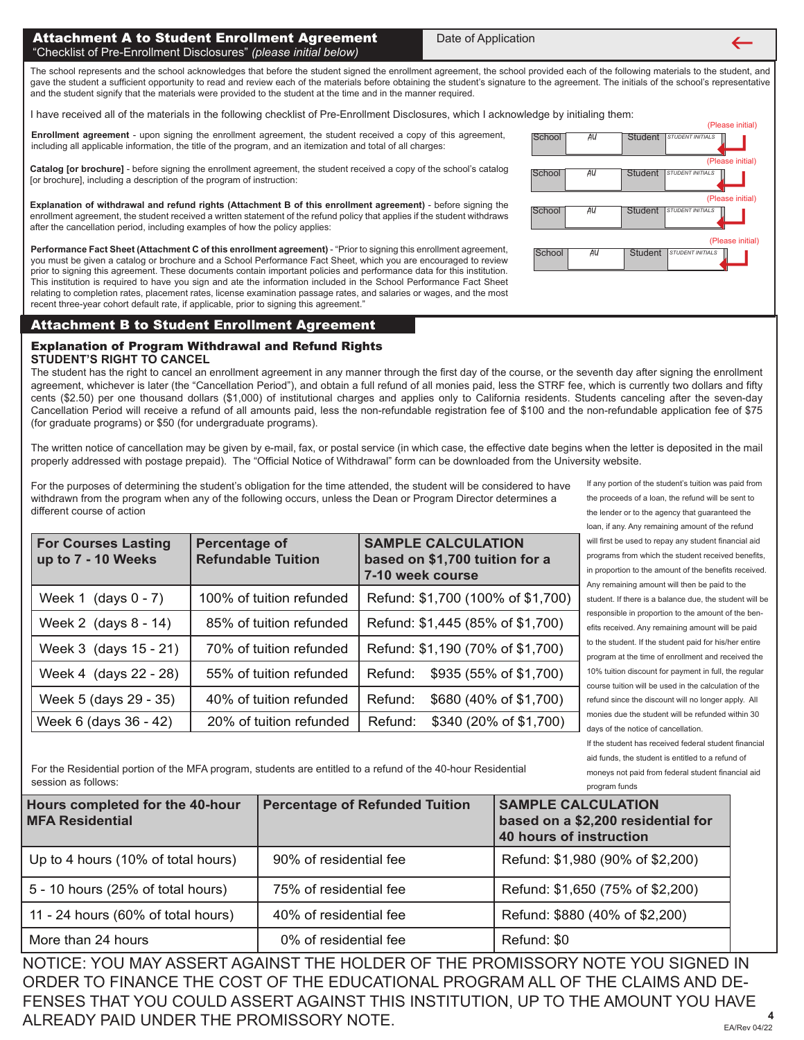## Attachment A to Student Enrollment Agreement

"Checklist of Pre-Enrollment Disclosures" *(please initial below)*

Date of Application

The school represents and the school acknowledges that before the student signed the enrollment agreement, the school provided each of the following materials to the student, and gave the student a sufficient opportunity to read and review each of the materials before obtaining the student's signature to the agreement. The initials of the school's representative and the student signify that the materials were provided to the student at the time and in the manner required.

I have received all of the materials in the following checklist of Pre-Enrollment Disclosures, which I acknowledge by initialing them:

**Enrollment agreement** - upon signing the enrollment agreement, the student received a copy of this agreement, including all applicable information, the title of the program, and an itemization and total of all charges:

(Please initial) School AU Student STUDENT INITIALS

**Catalog [or brochure]** - before signing the enrollment agreement, the student received a copy of the school's catalog [or brochure], including a description of the program of instruction:

(Please initial) School AU Student STUDENT INITIALS

**Explanation of withdrawal and refund rights (Attachment B of this enrollment agreement)** - before signing the enrollment agreement, the student received a written statement of the refund policy that applies if the student withdraws after the cancellation period, including examples of how the policy applies:

(Please initial) School AU Student STUDENT INITIALS

**Performance Fact Sheet (Attachment C of this enrollment agreement)** - "Prior to signing this enrollment agreement, you must be given a catalog or brochure and a School Performance Fact Sheet, which you are encouraged to review prior to signing this agreement. These documents contain important policies and performance data for this institution. This institution is required to have you sign and ate the information included in the School Performance Fact Sheet relating to completion rates, placement rates, license examination passage rates, and salaries or wages, and the most recent three-year cohort default rate, if applicable, prior to signing this agreement."

(Please initial) School AU Student STUDENT INITIALS

## Attachment B to Student Enrollment Agreement

### Explanation of Program Withdrawal and Refund Rights

**STUDENT'S RIGHT TO CANCEL**

The student has the right to cancel an enrollment agreement in any manner through the first day of the course, or the seventh day after signing the enrollment agreement, whichever is later (the "Cancellation Period"), and obtain a full refund of all monies paid, less the STRF fee, which is currently two dollars and fifty cents ($2.50) per one thousand dollars ($1,000) of institutional charges and applies only to California residents. Students canceling after the seven-day Cancellation Period will receive a refund of all amounts paid, less the non-refundable registration fee of $100 and the non-refundable application fee of $75 (for graduate programs) or $50 (for undergraduate programs).

The written notice of cancellation may be given by e-mail, fax, or postal service (in which case, the effective date begins when the letter is deposited in the mail properly addressed with postage prepaid). The "Official Notice of Withdrawal" form can be downloaded from the University website.

For the purposes of determining the student's obligation for the time attended, the student will be considered to have withdrawn from the program when any of the following occurs, unless the Dean or Program Director determines a different course of action

| For Courses Lasting up to 7 - 10 Weeks | Percentage of Refundable Tuition | SAMPLE CALCULATION based on $1,700 tuition for a 7-10 week course |
|---|---|---|
| Week 1 (days 0 - 7) | 100% of tuition refunded | Refund: $1,700 (100% of $1,700) |
| Week 2 (days 8 - 14) | 85% of tuition refunded | Refund: $1,445 (85% of $1,700) |
| Week 3 (days 15 - 21) | 70% of tuition refunded | Refund: $1,190 (70% of $1,700) |
| Week 4 (days 22 - 28) | 55% of tuition refunded | Refund: $935 (55% of $1,700) |
| Week 5 (days 29 - 35) | 40% of tuition refunded | Refund: $680 (40% of $1,700) |
| Week 6 (days 36 - 42) | 20% of tuition refunded | Refund: $340 (20% of $1,700) |

If any portion of the student's tuition was paid from the proceeds of a loan, the refund will be sent to the lender or to the agency that guaranteed the loan, if any. Any remaining amount of the refund will first be used to repay any student financial aid programs from which the student received benefits, in proportion to the amount of the benefits received. Any remaining amount will then be paid to the student. If there is a balance due, the student will be responsible in proportion to the amount of the benefits received. Any remaining amount will be paid to the student. If the student paid for his/her entire program at the time of enrollment and received the 10% tuition discount for payment in full, the regular course tuition will be used in the calculation of the refund since the discount will no longer apply. All monies due the student will be refunded within 30 days of the notice of cancellation.

If the student has received federal student financial aid funds, the student is entitled to a refund of moneys not paid from federal student financial aid program funds

For the Residential portion of the MFA program, students are entitled to a refund of the 40-hour Residential session as follows:

| Hours completed for the 40-hour MFA Residential | Percentage of Refunded Tuition | SAMPLE CALCULATION based on a $2,200 residential for 40 hours of instruction |
|---|---|---|
| Up to 4 hours (10% of total hours) | 90% of residential fee | Refund: $1,980 (90% of $2,200) |
| 5 - 10 hours (25% of total hours) | 75% of residential fee | Refund: $1,650 (75% of $2,200) |
| 11 - 24 hours (60% of total hours) | 40% of residential fee | Refund: $880 (40% of $2,200) |
| More than 24 hours | 0% of residential fee | Refund: $0 |

NOTICE: YOU MAY ASSERT AGAINST THE HOLDER OF THE PROMISSORY NOTE YOU SIGNED IN ORDER TO FINANCE THE COST OF THE EDUCATIONAL PROGRAM ALL OF THE CLAIMS AND DEFENSES THAT YOU COULD ASSERT AGAINST THIS INSTITUTION, UP TO THE AMOUNT YOU HAVE ALREADY PAID UNDER THE PROMISSORY NOTE.

EA/Rev 04/22